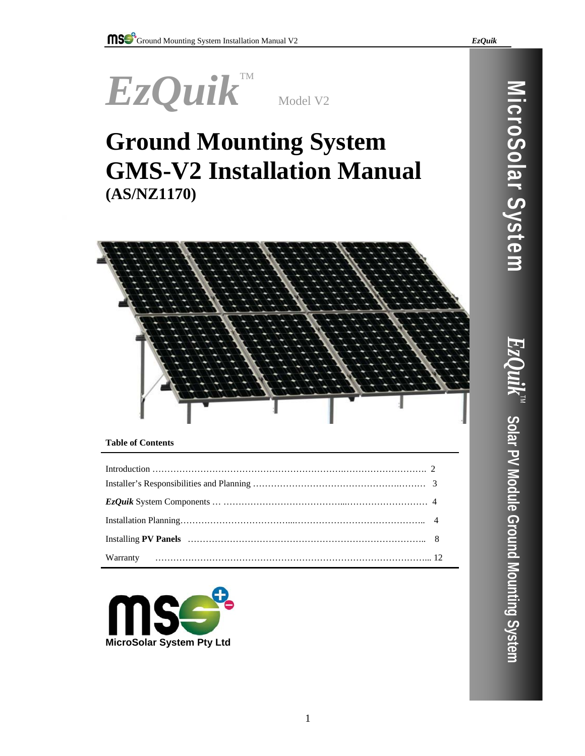# *EzQuik*™ Model V2

# Ground Mounting System GMS-V2 Installation Manual

## (AS/NZ1170)

**Table of Contents**

| | |
|---|---|
| Introduction | 2 |
| Installer's Responsibilities and Planning | 3 |
| ***EzQuik*** System Components | 4 |
| Installation Planning | 4 |
| Installing **PV Panels** | 8 |
| Warranty | 12 |

MicroSolar System Pty Ltd

MicroSolar System

*EzQuik*™ Solar PV Module Ground Mounting System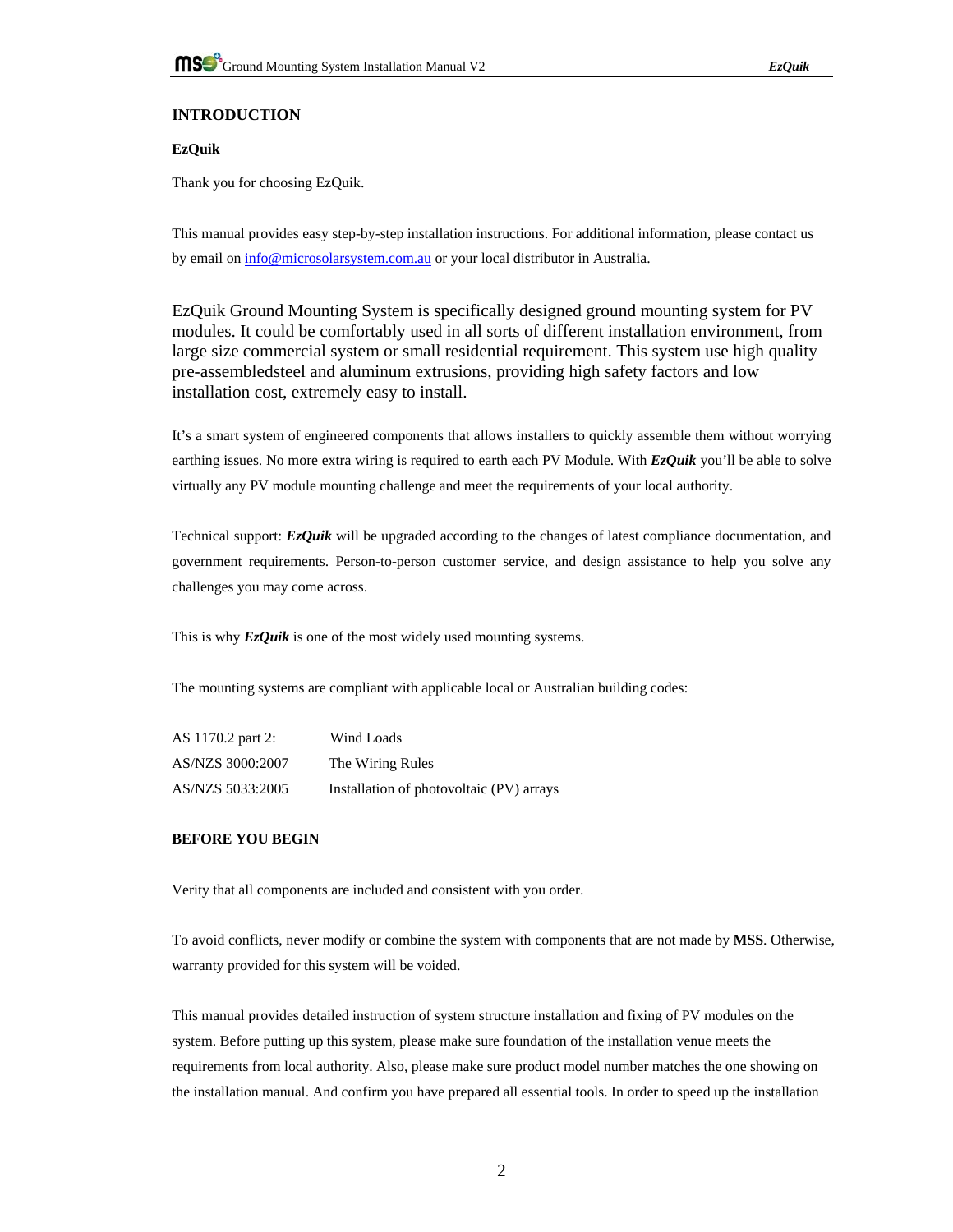## INTRODUCTION

**EzQuik**

Thank you for choosing EzQuik.

This manual provides easy step-by-step installation instructions. For additional information, please contact us by email on [info@microsolarsystem.com.au](mailto:info@microsolarsystem.com.au) or your local distributor in Australia.

EzQuik Ground Mounting System is specifically designed ground mounting system for PV modules. It could be comfortably used in all sorts of different installation environment, from large size commercial system or small residential requirement. This system use high quality pre-assembledsteel and aluminum extrusions, providing high safety factors and low installation cost, extremely easy to install.

It's a smart system of engineered components that allows installers to quickly assemble them without worrying earthing issues. No more extra wiring is required to earth each PV Module. With ***EzQuik*** you'll be able to solve virtually any PV module mounting challenge and meet the requirements of your local authority.

Technical support: ***EzQuik*** will be upgraded according to the changes of latest compliance documentation, and government requirements. Person-to-person customer service, and design assistance to help you solve any challenges you may come across.

This is why ***EzQuik*** is one of the most widely used mounting systems.

The mounting systems are compliant with applicable local or Australian building codes:

| | |
|---|---|
| AS 1170.2 part 2: | Wind Loads |
| AS/NZS 3000:2007 | The Wiring Rules |
| AS/NZS 5033:2005 | Installation of photovoltaic (PV) arrays |

## BEFORE YOU BEGIN

Verity that all components are included and consistent with you order.

To avoid conflicts, never modify or combine the system with components that are not made by **MSS**. Otherwise, warranty provided for this system will be voided.

This manual provides detailed instruction of system structure installation and fixing of PV modules on the system. Before putting up this system, please make sure foundation of the installation venue meets the requirements from local authority. Also, please make sure product model number matches the one showing on the installation manual. And confirm you have prepared all essential tools. In order to speed up the installation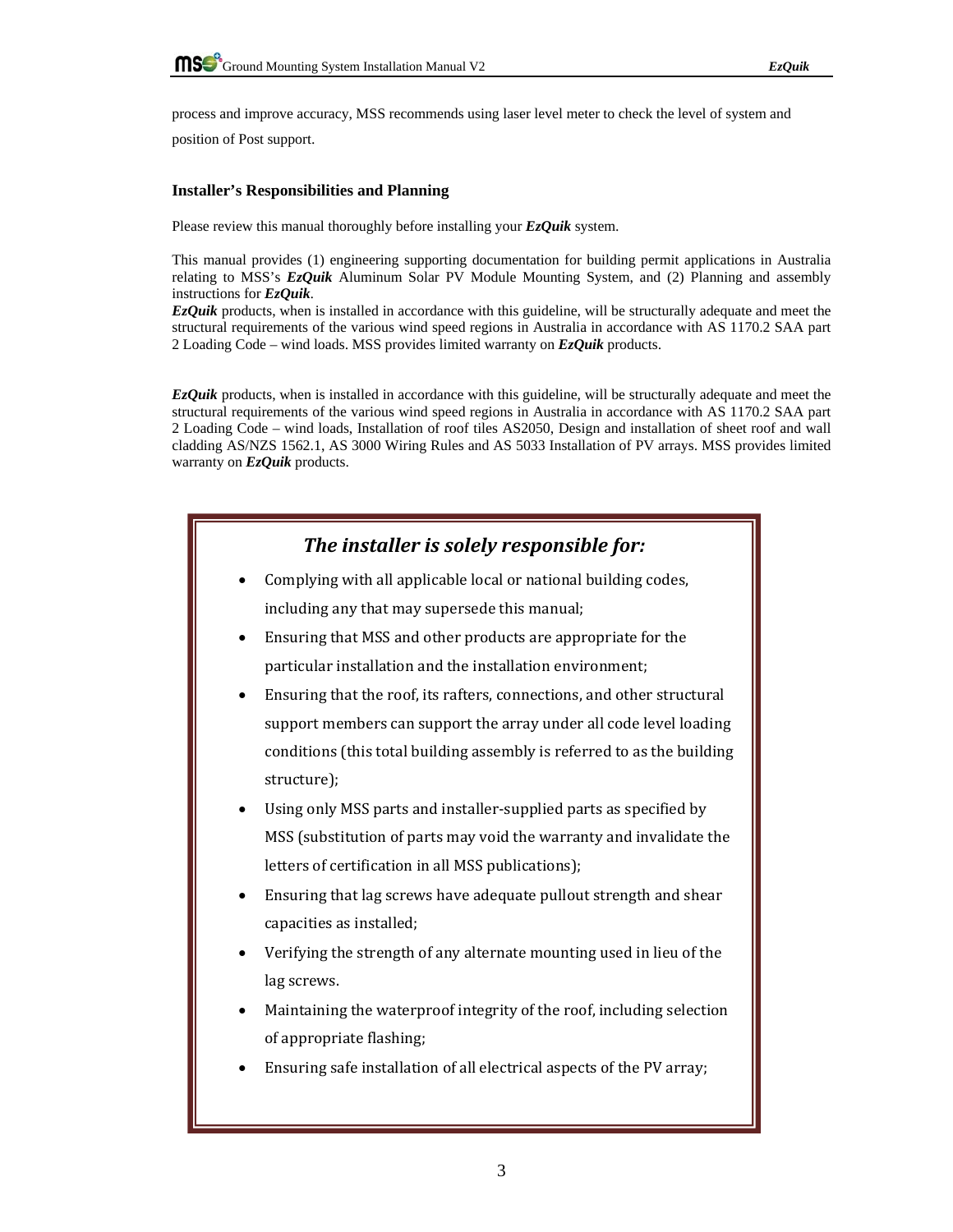process and improve accuracy, MSS recommends using laser level meter to check the level of system and position of Post support.

**Installer's Responsibilities and Planning**

Please review this manual thoroughly before installing your ***EzQuik*** system.

This manual provides (1) engineering supporting documentation for building permit applications in Australia relating to MSS's ***EzQuik*** Aluminum Solar PV Module Mounting System, and (2) Planning and assembly instructions for ***EzQuik***.

***EzQuik*** products, when is installed in accordance with this guideline, will be structurally adequate and meet the structural requirements of the various wind speed regions in Australia in accordance with AS 1170.2 SAA part 2 Loading Code – wind loads. MSS provides limited warranty on ***EzQuik*** products.

***EzQuik*** products, when is installed in accordance with this guideline, will be structurally adequate and meet the structural requirements of the various wind speed regions in Australia in accordance with AS 1170.2 SAA part 2 Loading Code – wind loads, Installation of roof tiles AS2050, Design and installation of sheet roof and wall cladding AS/NZS 1562.1, AS 3000 Wiring Rules and AS 5033 Installation of PV arrays. MSS provides limited warranty on ***EzQuik*** products.

***The installer is solely responsible for:***

- Complying with all applicable local or national building codes, including any that may supersede this manual;
- Ensuring that MSS and other products are appropriate for the particular installation and the installation environment;
- Ensuring that the roof, its rafters, connections, and other structural support members can support the array under all code level loading conditions (this total building assembly is referred to as the building structure);
- Using only MSS parts and installer-supplied parts as specified by MSS (substitution of parts may void the warranty and invalidate the letters of certification in all MSS publications);
- Ensuring that lag screws have adequate pullout strength and shear capacities as installed;
- Verifying the strength of any alternate mounting used in lieu of the lag screws.
- Maintaining the waterproof integrity of the roof, including selection of appropriate flashing;
- Ensuring safe installation of all electrical aspects of the PV array;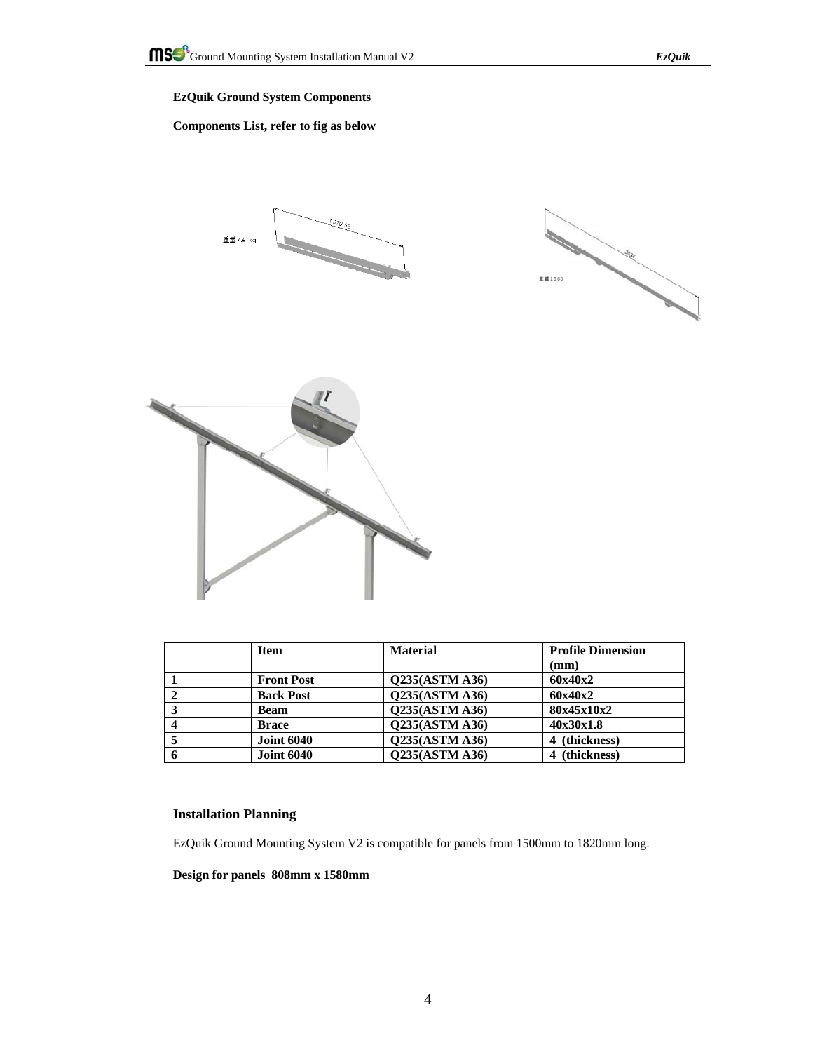**EzQuik Ground System Components**

**Components List, refer to fig as below**

| | Item | Material | Profile Dimension (mm) |
|---|---|---|---|
| 1 | Front Post | Q235(ASTM A36) | 60x40x2 |
| 2 | Back Post | Q235(ASTM A36) | 60x40x2 |
| 3 | Beam | Q235(ASTM A36) | 80x45x10x2 |
| 4 | Brace | Q235(ASTM A36) | 40x30x1.8 |
| 5 | Joint 6040 | Q235(ASTM A36) | 4 (thickness) |
| 6 | Joint 6040 | Q235(ASTM A36) | 4 (thickness) |

## Installation Planning

EzQuik Ground Mounting System V2 is compatible for panels from 1500mm to 1820mm long.

**Design for panels 808mm x 1580mm**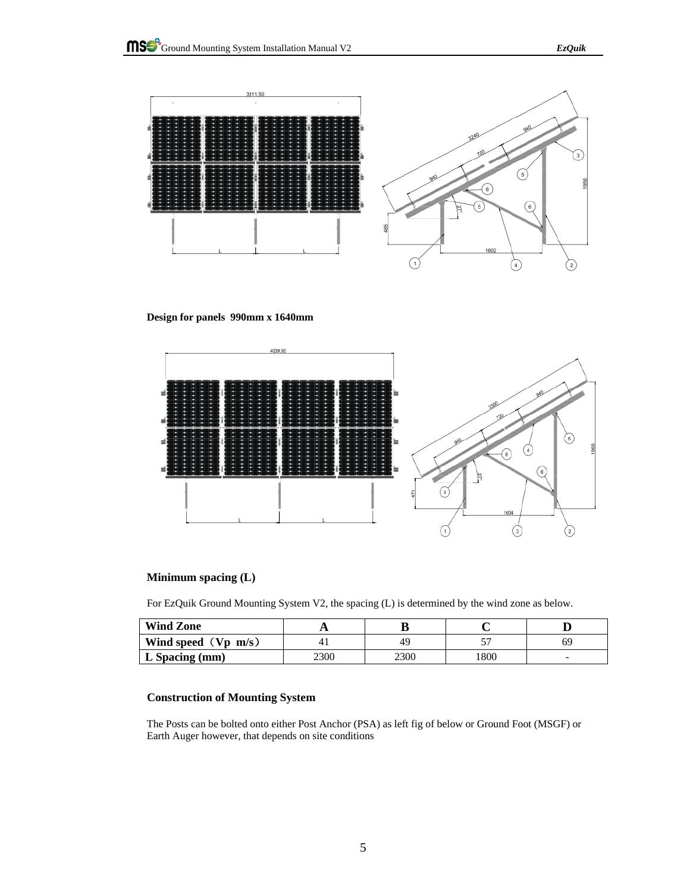**Design for panels 990mm x 1640mm**

### Minimum spacing (L)

For EzQuik Ground Mounting System V2, the spacing (L) is determined by the wind zone as below.

| Wind Zone | A | B | C | D |
|---|---|---|---|---|
| Wind speed（Vp m/s） | 41 | 49 | 57 | 69 |
| L Spacing (mm) | 2300 | 2300 | 1800 | - |

### Construction of Mounting System

The Posts can be bolted onto either Post Anchor (PSA) as left fig of below or Ground Foot (MSGF) or Earth Auger however, that depends on site conditions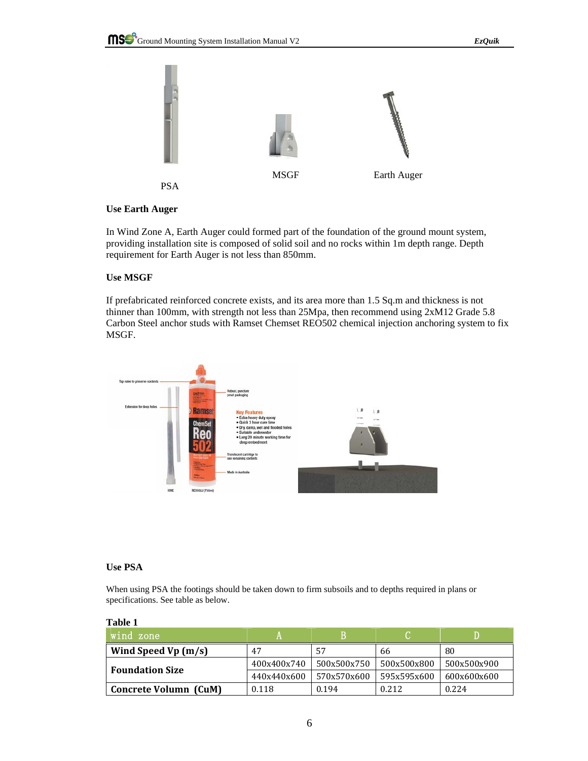PSA

MSGF

Earth Auger

**Use Earth Auger**

In Wind Zone A, Earth Auger could formed part of the foundation of the ground mount system, providing installation site is composed of solid soil and no rocks within 1m depth range. Depth requirement for Earth Auger is not less than 850mm.

**Use MSGF**

If prefabricated reinforced concrete exists, and its area more than 1.5 Sq.m and thickness is not thinner than 100mm, with strength not less than 25Mpa, then recommend using 2xM12 Grade 5.8 Carbon Steel anchor studs with Ramset Chemset REO502 chemical injection anchoring system to fix MSGF.

**Use PSA**

When using PSA the footings should be taken down to firm subsoils and to depths required in plans or specifications. See table as below.

**Table 1**

| wind zone | A | B | C | D |
|---|---|---|---|---|
| **Wind Speed Vp (m/s)** | 47 | 57 | 66 | 80 |
| **Foundation Size** | 400x400x740 | 500x500x750 | 500x500x800 | 500x500x900 |
| | 440x440x600 | 570x570x600 | 595x595x600 | 600x600x600 |
| **Concrete Volumn (CuM)** | 0.118 | 0.194 | 0.212 | 0.224 |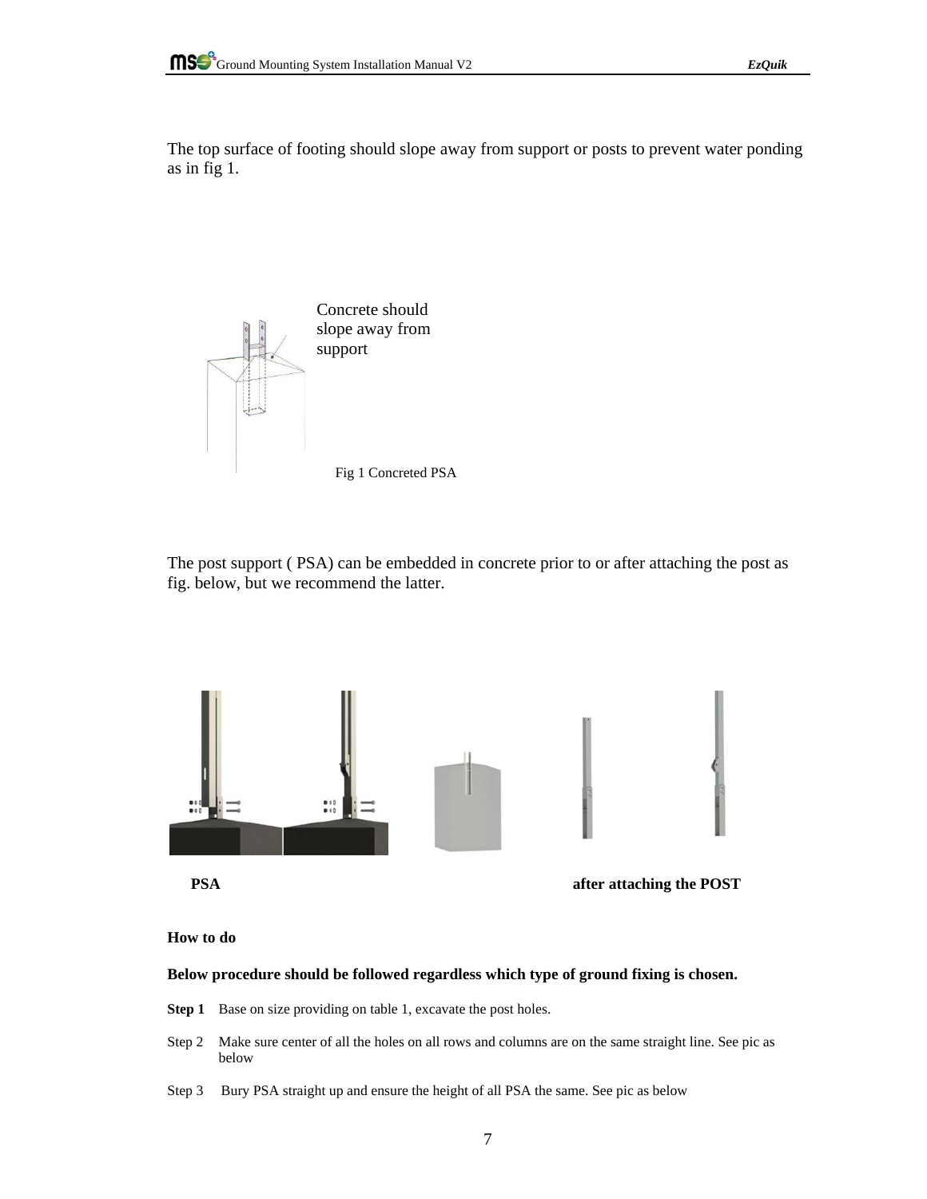The top surface of footing should slope away from support or posts to prevent water ponding as in fig 1.

Concrete should slope away from support

Fig 1 Concreted PSA

The post support ( PSA) can be embedded in concrete prior to or after attaching the post as fig. below, but we recommend the latter.

**PSA** **after attaching the POST**

**How to do**

**Below procedure should be followed regardless which type of ground fixing is chosen.**

**Step 1** Base on size providing on table 1, excavate the post holes.

Step 2 Make sure center of all the holes on all rows and columns are on the same straight line. See pic as below

Step 3 Bury PSA straight up and ensure the height of all PSA the same. See pic as below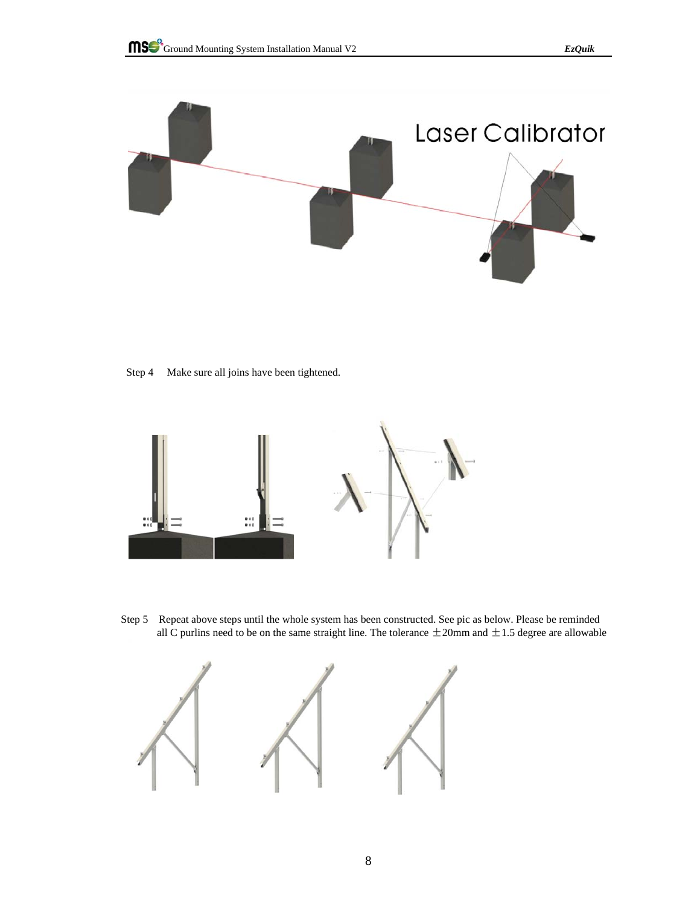Laser Calibrator

Step 4 Make sure all joins have been tightened.

Step 5 Repeat above steps until the whole system has been constructed. See pic as below. Please be reminded all C purlins need to be on the same straight line. The tolerance ±20mm and ±1.5 degree are allowable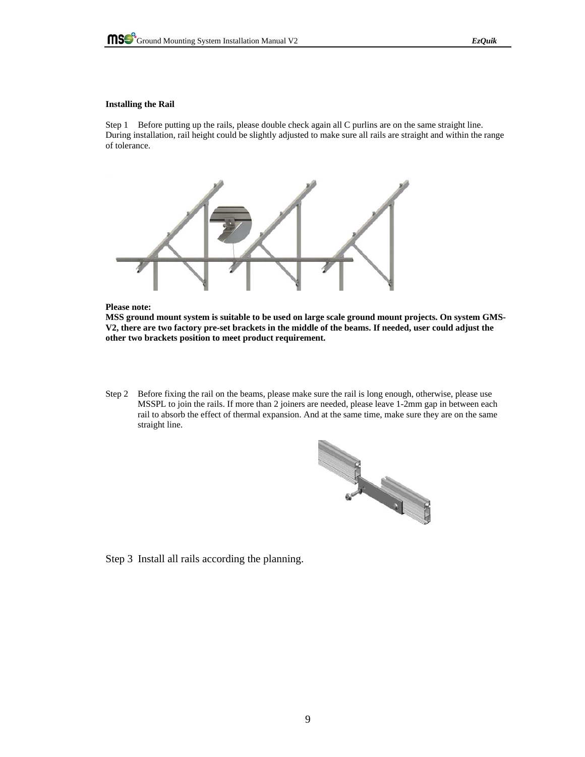**Installing the Rail**

Step 1 Before putting up the rails, please double check again all C purlins are on the same straight line. During installation, rail height could be slightly adjusted to make sure all rails are straight and within the range of tolerance.

**Please note:**
**MSS ground mount system is suitable to be used on large scale ground mount projects. On system GMS-V2, there are two factory pre-set brackets in the middle of the beams. If needed, user could adjust the other two brackets position to meet product requirement.**

Step 2 Before fixing the rail on the beams, please make sure the rail is long enough, otherwise, please use MSSPL to join the rails. If more than 2 joiners are needed, please leave 1-2mm gap in between each rail to absorb the effect of thermal expansion. And at the same time, make sure they are on the same straight line.

Step 3 Install all rails according the planning.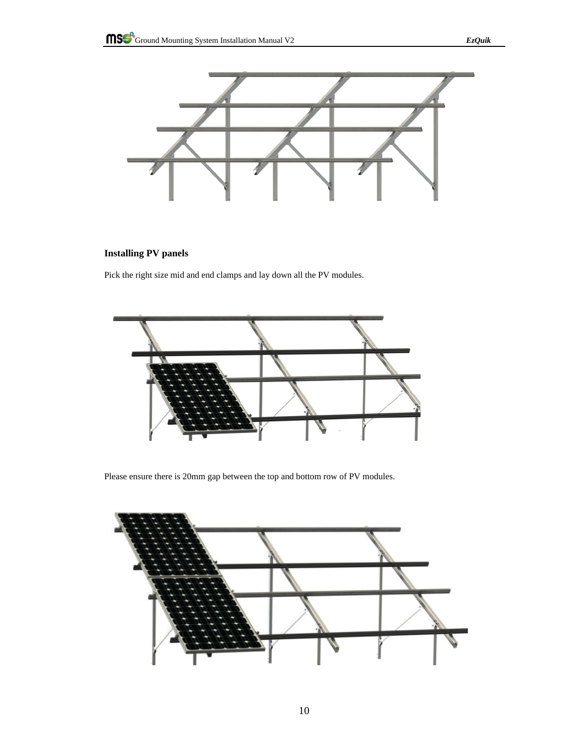## Installing PV panels

Pick the right size mid and end clamps and lay down all the PV modules.

Please ensure there is 20mm gap between the top and bottom row of PV modules.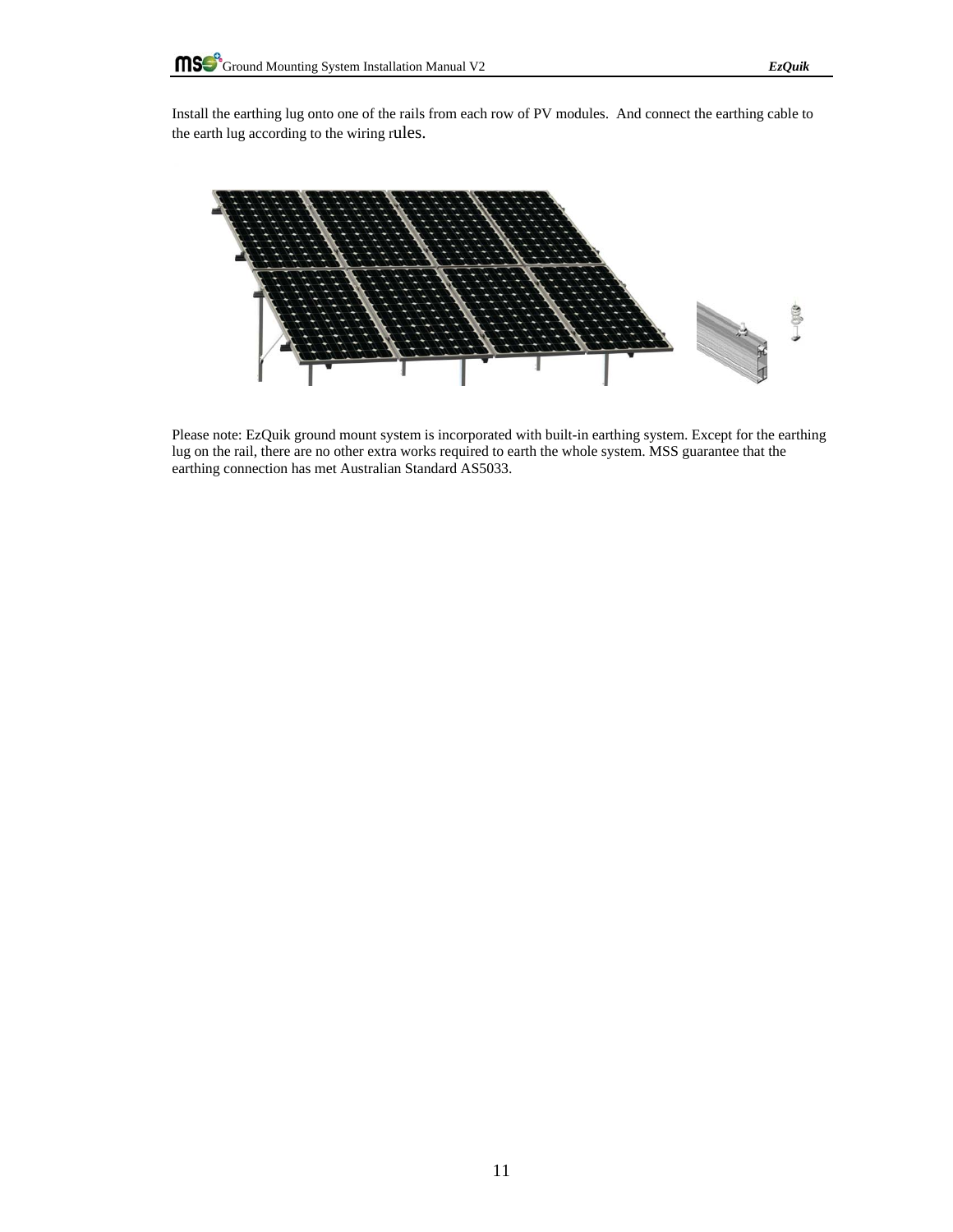Install the earthing lug onto one of the rails from each row of PV modules. And connect the earthing cable to the earth lug according to the wiring rules.

Please note: EzQuik ground mount system is incorporated with built-in earthing system. Except for the earthing lug on the rail, there are no other extra works required to earth the whole system. MSS guarantee that the earthing connection has met Australian Standard AS5033.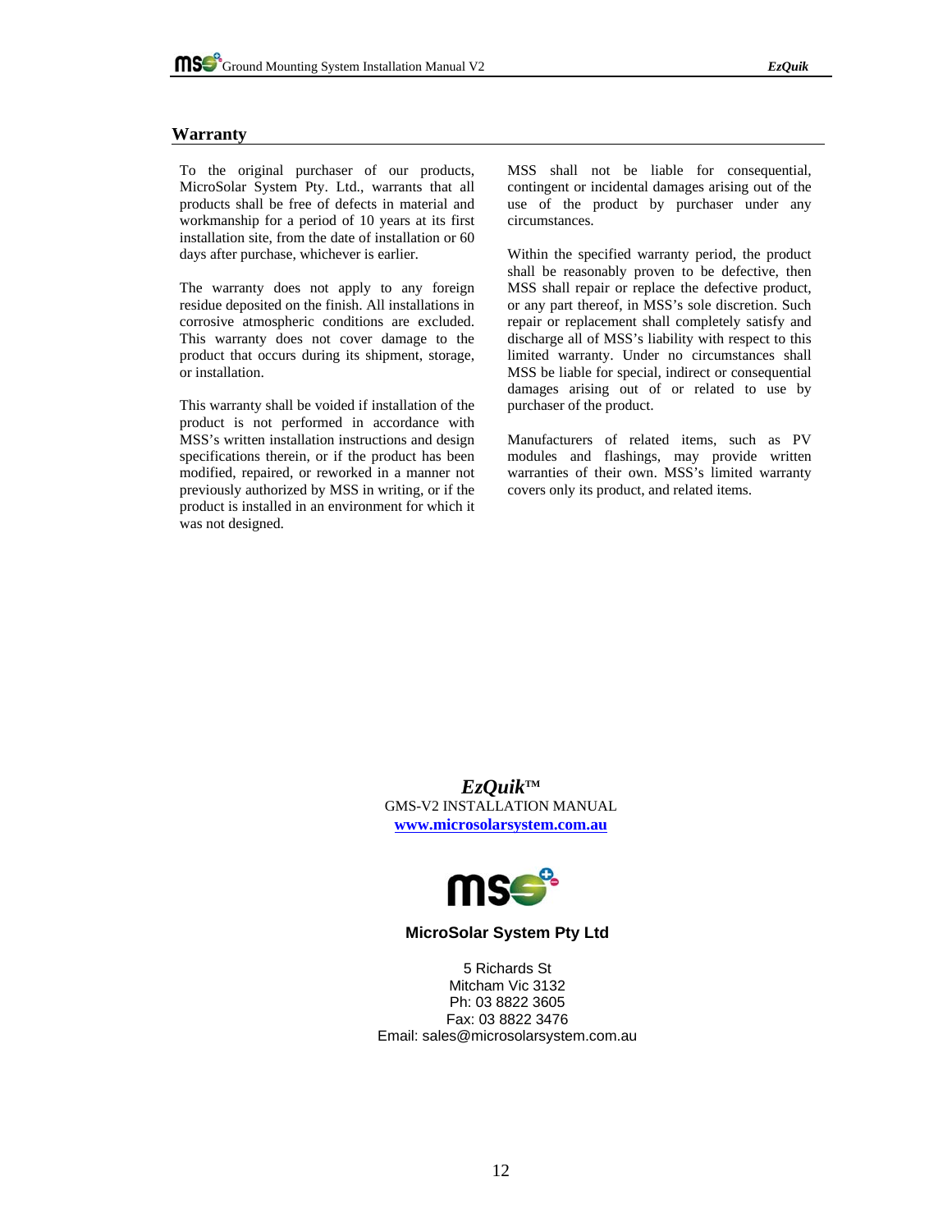## Warranty

To the original purchaser of our products, MicroSolar System Pty. Ltd., warrants that all products shall be free of defects in material and workmanship for a period of 10 years at its first installation site, from the date of installation or 60 days after purchase, whichever is earlier.

The warranty does not apply to any foreign residue deposited on the finish. All installations in corrosive atmospheric conditions are excluded. This warranty does not cover damage to the product that occurs during its shipment, storage, or installation.

This warranty shall be voided if installation of the product is not performed in accordance with MSS's written installation instructions and design specifications therein, or if the product has been modified, repaired, or reworked in a manner not previously authorized by MSS in writing, or if the product is installed in an environment for which it was not designed.

MSS shall not be liable for consequential, contingent or incidental damages arising out of the use of the product by purchaser under any circumstances.

Within the specified warranty period, the product shall be reasonably proven to be defective, then MSS shall repair or replace the defective product, or any part thereof, in MSS's sole discretion. Such repair or replacement shall completely satisfy and discharge all of MSS's liability with respect to this limited warranty. Under no circumstances shall MSS be liable for special, indirect or consequential damages arising out of or related to use by purchaser of the product.

Manufacturers of related items, such as PV modules and flashings, may provide written warranties of their own. MSS's limited warranty covers only its product, and related items.

***EzQuik™***
GMS-V2 INSTALLATION MANUAL
**www.microsolarsystem.com.au**

**MicroSolar System Pty Ltd**

5 Richards St
Mitcham Vic 3132
Ph: 03 8822 3605
Fax: 03 8822 3476
Email: sales@microsolarsystem.com.au